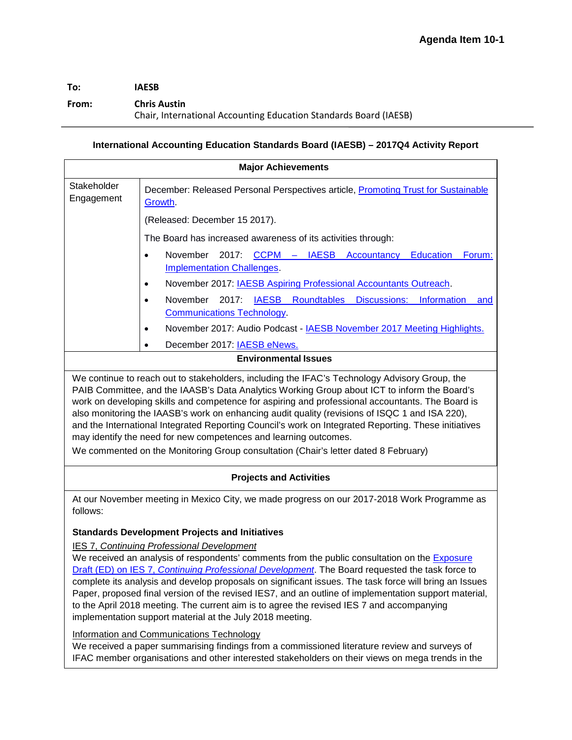**Agenda Item 10-1**

**To:** **IASEB**

**From:** **Chris Austin**
Chair, International Accounting Education Standards Board (IAESB)

**International Accounting Education Standards Board (IAESB) – 2017Q4 Activity Report**

| Major Achievements | |
|---|---|
| Stakeholder Engagement | December: Released Personal Perspectives article, Promoting Trust for Sustainable Growth.<br><br>(Released: December 15 2017).<br><br>The Board has increased awareness of its activities through:<br>• November 2017: CCPM – IAESB Accountancy Education Forum: Implementation Challenges.<br>• November 2017: IAESB Aspiring Professional Accountants Outreach.<br>• November 2017: IAESB Roundtables Discussions: Information and Communications Technology.<br>• November 2017: Audio Podcast - IAESB November 2017 Meeting Highlights.<br>• December 2017: IAESB eNews. |

**Environmental Issues**

We continue to reach out to stakeholders, including the IFAC's Technology Advisory Group, the PAIB Committee, and the IAASB's Data Analytics Working Group about ICT to inform the Board's work on developing skills and competence for aspiring and professional accountants. The Board is also monitoring the IAASB's work on enhancing audit quality (revisions of ISQC 1 and ISA 220), and the International Integrated Reporting Council's work on Integrated Reporting. These initiatives may identify the need for new competences and learning outcomes.

We commented on the Monitoring Group consultation (Chair's letter dated 8 February)

**Projects and Activities**

At our November meeting in Mexico City, we made progress on our 2017-2018 Work Programme as follows:

**Standards Development Projects and Initiatives**

IES 7, *Continuing Professional Development*

We received an analysis of respondents' comments from the public consultation on the Exposure Draft (ED) on IES 7, *Continuing Professional Development*. The Board requested the task force to complete its analysis and develop proposals on significant issues. The task force will bring an Issues Paper, proposed final version of the revised IES7, and an outline of implementation support material, to the April 2018 meeting. The current aim is to agree the revised IES 7 and accompanying implementation support material at the July 2018 meeting.

Information and Communications Technology

We received a paper summarising findings from a commissioned literature review and surveys of IFAC member organisations and other interested stakeholders on their views on mega trends in the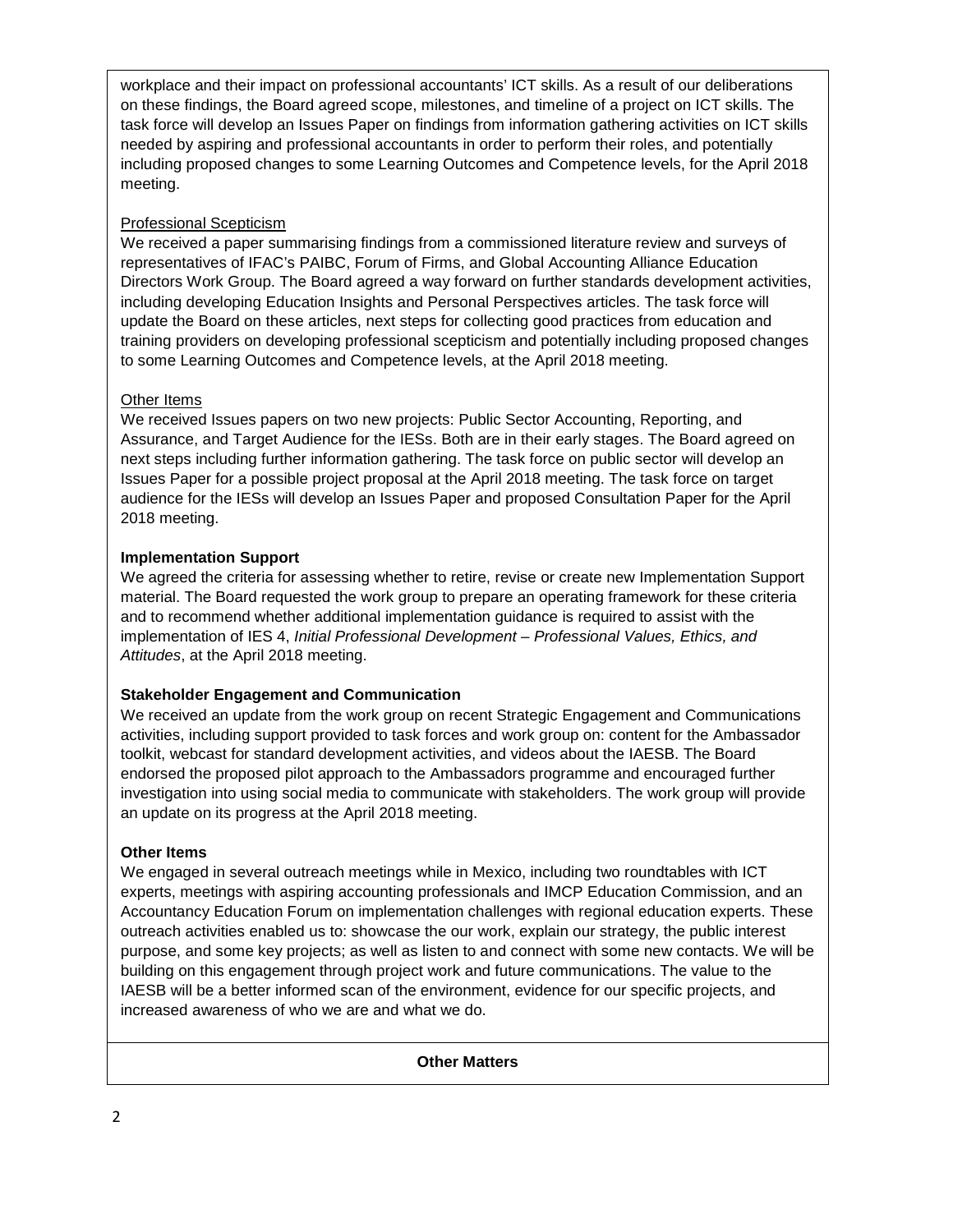workplace and their impact on professional accountants' ICT skills. As a result of our deliberations on these findings, the Board agreed scope, milestones, and timeline of a project on ICT skills. The task force will develop an Issues Paper on findings from information gathering activities on ICT skills needed by aspiring and professional accountants in order to perform their roles, and potentially including proposed changes to some Learning Outcomes and Competence levels, for the April 2018 meeting.

Professional Scepticism

We received a paper summarising findings from a commissioned literature review and surveys of representatives of IFAC's PAIBC, Forum of Firms, and Global Accounting Alliance Education Directors Work Group. The Board agreed a way forward on further standards development activities, including developing Education Insights and Personal Perspectives articles. The task force will update the Board on these articles, next steps for collecting good practices from education and training providers on developing professional scepticism and potentially including proposed changes to some Learning Outcomes and Competence levels, at the April 2018 meeting.

Other Items

We received Issues papers on two new projects: Public Sector Accounting, Reporting, and Assurance, and Target Audience for the IESs. Both are in their early stages. The Board agreed on next steps including further information gathering. The task force on public sector will develop an Issues Paper for a possible project proposal at the April 2018 meeting. The task force on target audience for the IESs will develop an Issues Paper and proposed Consultation Paper for the April 2018 meeting.

**Implementation Support**

We agreed the criteria for assessing whether to retire, revise or create new Implementation Support material. The Board requested the work group to prepare an operating framework for these criteria and to recommend whether additional implementation guidance is required to assist with the implementation of IES 4, *Initial Professional Development – Professional Values, Ethics, and Attitudes*, at the April 2018 meeting.

**Stakeholder Engagement and Communication**

We received an update from the work group on recent Strategic Engagement and Communications activities, including support provided to task forces and work group on: content for the Ambassador toolkit, webcast for standard development activities, and videos about the IAESB. The Board endorsed the proposed pilot approach to the Ambassadors programme and encouraged further investigation into using social media to communicate with stakeholders. The work group will provide an update on its progress at the April 2018 meeting.

**Other Items**

We engaged in several outreach meetings while in Mexico, including two roundtables with ICT experts, meetings with aspiring accounting professionals and IMCP Education Commission, and an Accountancy Education Forum on implementation challenges with regional education experts. These outreach activities enabled us to: showcase the our work, explain our strategy, the public interest purpose, and some key projects; as well as listen to and connect with some new contacts. We will be building on this engagement through project work and future communications. The value to the IAESB will be a better informed scan of the environment, evidence for our specific projects, and increased awareness of who we are and what we do.

**Other Matters**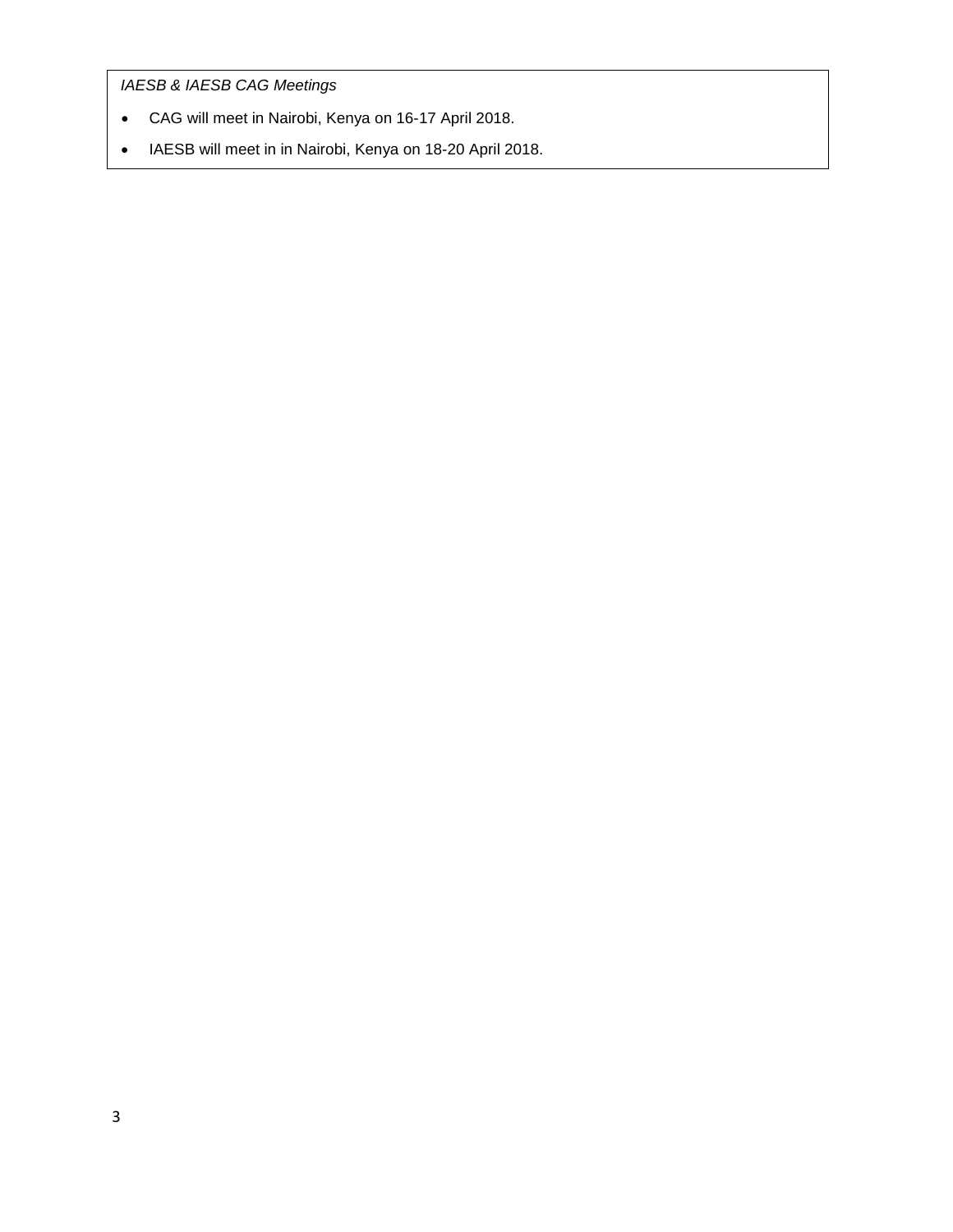*IAESB & IAESB CAG Meetings*

- CAG will meet in Nairobi, Kenya on 16-17 April 2018.
- IAESB will meet in in Nairobi, Kenya on 18-20 April 2018.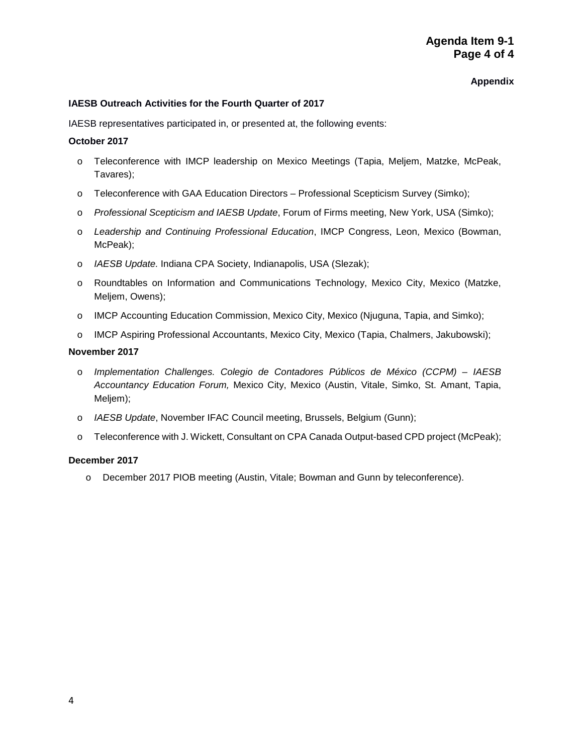**Appendix**

**IAESB Outreach Activities for the Fourth Quarter of 2017**

IAESB representatives participated in, or presented at, the following events:

**October 2017**

- Teleconference with IMCP leadership on Mexico Meetings (Tapia, Meljem, Matzke, McPeak, Tavares);
- Teleconference with GAA Education Directors – Professional Scepticism Survey (Simko);
- *Professional Scepticism and IAESB Update*, Forum of Firms meeting, New York, USA (Simko);
- *Leadership and Continuing Professional Education*, IMCP Congress, Leon, Mexico (Bowman, McPeak);
- *IAESB Update.* Indiana CPA Society, Indianapolis, USA (Slezak);
- Roundtables on Information and Communications Technology, Mexico City, Mexico (Matzke, Meljem, Owens);
- IMCP Accounting Education Commission, Mexico City, Mexico (Njuguna, Tapia, and Simko);
- IMCP Aspiring Professional Accountants, Mexico City, Mexico (Tapia, Chalmers, Jakubowski);

**November 2017**

- *Implementation Challenges. Colegio de Contadores Públicos de México (CCPM) – IAESB Accountancy Education Forum,* Mexico City, Mexico (Austin, Vitale, Simko, St. Amant, Tapia, Meljem);
- *IAESB Update*, November IFAC Council meeting, Brussels, Belgium (Gunn);
- Teleconference with J. Wickett, Consultant on CPA Canada Output-based CPD project (McPeak);

**December 2017**

- December 2017 PIOB meeting (Austin, Vitale; Bowman and Gunn by teleconference).